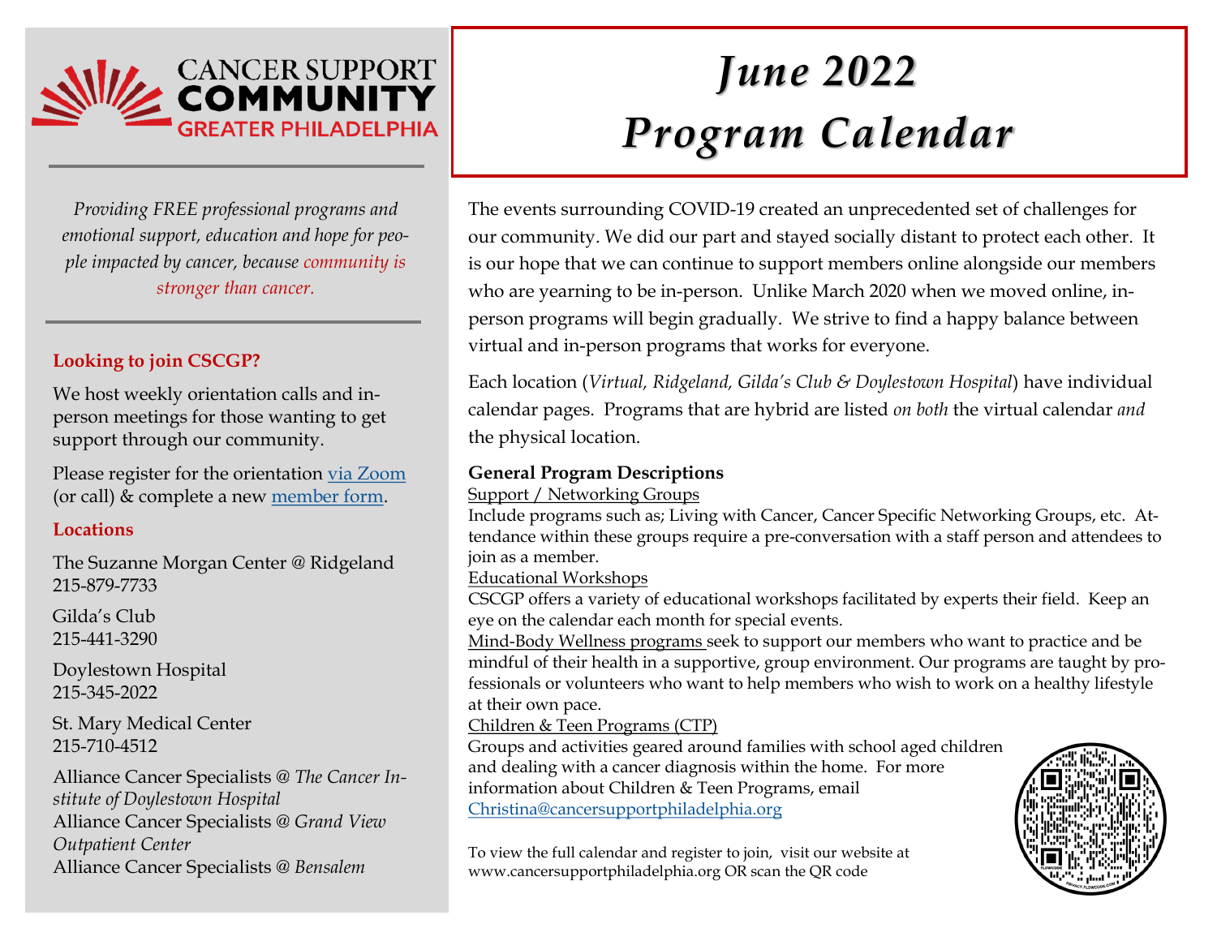# CANCER SUPPORT COMMUNITY
## GREATER PHILADELPHIA

*Providing FREE professional programs and emotional support, education and hope for people impacted by cancer, because community is stronger than cancer.*

**Looking to join CSCGP?**

We host weekly orientation calls and in-person meetings for those wanting to get support through our community.

Please register for the orientation via Zoom (or call) & complete a new member form.

**Locations**

The Suzanne Morgan Center @ Ridgeland
215-879-7733

Gilda's Club
215-441-3290

Doylestown Hospital
215-345-2022

St. Mary Medical Center
215-710-4512

Alliance Cancer Specialists @ *The Cancer Institute of Doylestown Hospital*
Alliance Cancer Specialists @ *Grand View Outpatient Center*
Alliance Cancer Specialists @ *Bensalem*

# *June 2022 Program Calendar*

The events surrounding COVID-19 created an unprecedented set of challenges for our community. We did our part and stayed socially distant to protect each other. It is our hope that we can continue to support members online alongside our members who are yearning to be in-person. Unlike March 2020 when we moved online, in-person programs will begin gradually. We strive to find a happy balance between virtual and in-person programs that works for everyone.

Each location (*Virtual, Ridgeland, Gilda's Club & Doylestown Hospital*) have individual calendar pages. Programs that are hybrid are listed *on both* the virtual calendar *and* the physical location.

**General Program Descriptions**

Support / Networking Groups
Include programs such as; Living with Cancer, Cancer Specific Networking Groups, etc. Attendance within these groups require a pre-conversation with a staff person and attendees to join as a member.

Educational Workshops
CSCGP offers a variety of educational workshops facilitated by experts their field. Keep an eye on the calendar each month for special events.

Mind-Body Wellness programs seek to support our members who want to practice and be mindful of their health in a supportive, group environment. Our programs are taught by professionals or volunteers who want to help members who wish to work on a healthy lifestyle at their own pace.

Children & Teen Programs (CTP)
Groups and activities geared around families with school aged children and dealing with a cancer diagnosis within the home. For more information about Children & Teen Programs, email Christina@cancersupportphiladelphia.org

To view the full calendar and register to join, visit our website at www.cancersupportphiladelphia.org OR scan the QR code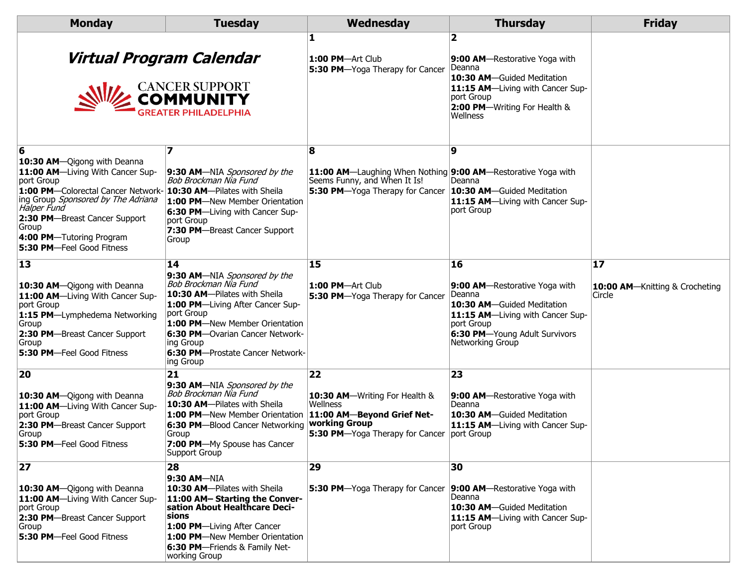| Monday | Tuesday | Wednesday | Thursday | Friday |
|---|---|---|---|---|
| ***Virtual Program Calendar*** CANCER SUPPORT COMMUNITY GREATER PHILADELPHIA | | **1**<br>**1:00 PM**—Art Club<br>**5:30 PM**—Yoga Therapy for Cancer | **2**<br>**9:00 AM**—Restorative Yoga with Deanna<br>**10:30 AM**—Guided Meditation<br>**11:15 AM**—Living with Cancer Support Group<br>**2:00 PM**—Writing For Health & Wellness | |
| **6**<br>**10:30 AM**—Qigong with Deanna<br>**11:00 AM**—Living With Cancer Support Group<br>**1:00 PM**—Colorectal Cancer Networking Group *Sponsored by The Adriana Halper Fund*<br>**2:30 PM**—Breast Cancer Support Group<br>**4:00 PM**—Tutoring Program<br>**5:30 PM**—Feel Good Fitness | **7**<br>**9:30 AM**—NIA *Sponsored by the Bob Brockman Nia Fund*<br>**10:30 AM**—Pilates with Sheila<br>**1:00 PM**—New Member Orientation<br>**6:30 PM**—Living with Cancer Support Group<br>**7:30 PM**—Breast Cancer Support Group | **8**<br>**11:00 AM**—Laughing When Nothing Seems Funny, and When It Is!<br>**5:30 PM**—Yoga Therapy for Cancer | **9**<br>**9:00 AM**—Restorative Yoga with Deanna<br>**10:30 AM**—Guided Meditation<br>**11:15 AM**—Living with Cancer Support Group | |
| **13**<br>**10:30 AM**—Qigong with Deanna<br>**11:00 AM**—Living With Cancer Support Group<br>**1:15 PM**—Lymphedema Networking Group<br>**2:30 PM**—Breast Cancer Support Group<br>**5:30 PM**—Feel Good Fitness | **14**<br>**9:30 AM**—NIA *Sponsored by the Bob Brockman Nia Fund*<br>**10:30 AM**—Pilates with Sheila<br>**1:00 PM**—Living After Cancer Support Group<br>**1:00 PM**—New Member Orientation<br>**6:30 PM**—Ovarian Cancer Networking Group<br>**6:30 PM**—Prostate Cancer Networking Group | **15**<br>**1:00 PM**—Art Club<br>**5:30 PM**—Yoga Therapy for Cancer | **16**<br>**9:00 AM**—Restorative Yoga with Deanna<br>**10:30 AM**—Guided Meditation<br>**11:15 AM**—Living with Cancer Support Group<br>**6:30 PM**—Young Adult Survivors Networking Group | **17**<br>**10:00 AM**—Knitting & Crocheting Circle |
| **20**<br>**10:30 AM**—Qigong with Deanna<br>**11:00 AM**—Living With Cancer Support Group<br>**2:30 PM**—Breast Cancer Support Group<br>**5:30 PM**—Feel Good Fitness | **21**<br>**9:30 AM**—NIA *Sponsored by the Bob Brockman Nia Fund*<br>**10:30 AM**—Pilates with Sheila<br>**1:00 PM**—New Member Orientation<br>**6:30 PM**—Blood Cancer Networking Group<br>**7:00 PM**—My Spouse has Cancer Support Group | **22**<br>**10:30 AM**—Writing For Health & Wellness<br>**11:00 AM—Beyond Grief Networking Group**<br>**5:30 PM**—Yoga Therapy for Cancer | **23**<br>**9:00 AM**—Restorative Yoga with Deanna<br>**10:30 AM**—Guided Meditation<br>**11:15 AM**—Living with Cancer Support Group | |
| **27**<br>**10:30 AM**—Qigong with Deanna<br>**11:00 AM**—Living With Cancer Support Group<br>**2:30 PM**—Breast Cancer Support Group<br>**5:30 PM**—Feel Good Fitness | **28**<br>**9:30 AM**—NIA<br>**10:30 AM**—Pilates with Sheila<br>**11:00 AM– Starting the Conversation About Healthcare Decisions**<br>**1:00 PM**—Living After Cancer<br>**1:00 PM**—New Member Orientation<br>**6:30 PM**—Friends & Family Networking Group | **29**<br>**5:30 PM**—Yoga Therapy for Cancer | **30**<br>**9:00 AM**—Restorative Yoga with Deanna<br>**10:30 AM**—Guided Meditation<br>**11:15 AM**—Living with Cancer Support Group | |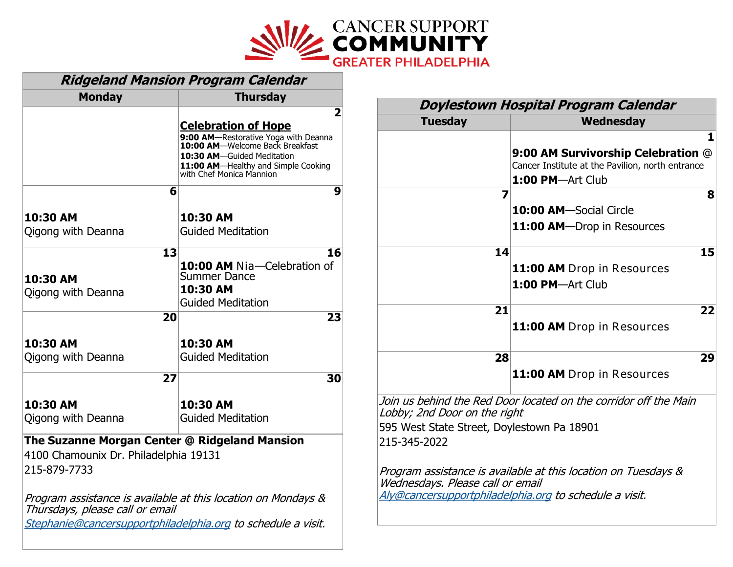# CANCER SUPPORT COMMUNITY GREATER PHILADELPHIA

## *Ridgeland Mansion Program Calendar*

| Monday | Thursday |
|---|---|
| | **2** <br> **Celebration of Hope** <br> **9:00 AM**—Restorative Yoga with Deanna <br> **10:00 AM**—Welcome Back Breakfast <br> **10:30 AM**—Guided Meditation <br> **11:00 AM**—Healthy and Simple Cooking with Chef Monica Mannion |
| **6** <br> **10:30 AM** <br> Qigong with Deanna | **9** <br> **10:30 AM** <br> Guided Meditation |
| **13** <br> **10:30 AM** <br> Qigong with Deanna | **16** <br> **10:00 AM** Nia—Celebration of Summer Dance <br> **10:30 AM** <br> Guided Meditation |
| **20** <br> **10:30 AM** <br> Qigong with Deanna | **23** <br> **10:30 AM** <br> Guided Meditation |
| **27** <br> **10:30 AM** <br> Qigong with Deanna | **30** <br> **10:30 AM** <br> Guided Meditation |

**The Suzanne Morgan Center @ Ridgeland Mansion**
4100 Chamounix Dr. Philadelphia 19131
215-879-7733

*Program assistance is available at this location on Mondays & Thursdays, please call or email Stephanie@cancersupportphiladelphia.org to schedule a visit.*

## *Doylestown Hospital Program Calendar*

| Tuesday | Wednesday |
|---|---|
| | **1** <br> **9:00 AM Survivorship Celebration** @ Cancer Institute at the Pavilion, north entrance <br> **1:00 PM**—Art Club |
| **7** | **8** <br> **10:00 AM**—Social Circle <br> **11:00 AM**—Drop in Resources |
| **14** | **15** <br> **11:00 AM** Drop in Resources <br> **1:00 PM**—Art Club |
| **21** | **22** <br> **11:00 AM** Drop in Resources |
| **28** | **29** <br> **11:00 AM** Drop in Resources |

*Join us behind the Red Door located on the corridor off the Main Lobby; 2nd Door on the right*
595 West State Street, Doylestown Pa 18901
215-345-2022

*Program assistance is available at this location on Tuesdays & Wednesdays. Please call or email Aly@cancersupportphiladelphia.org to schedule a visit.*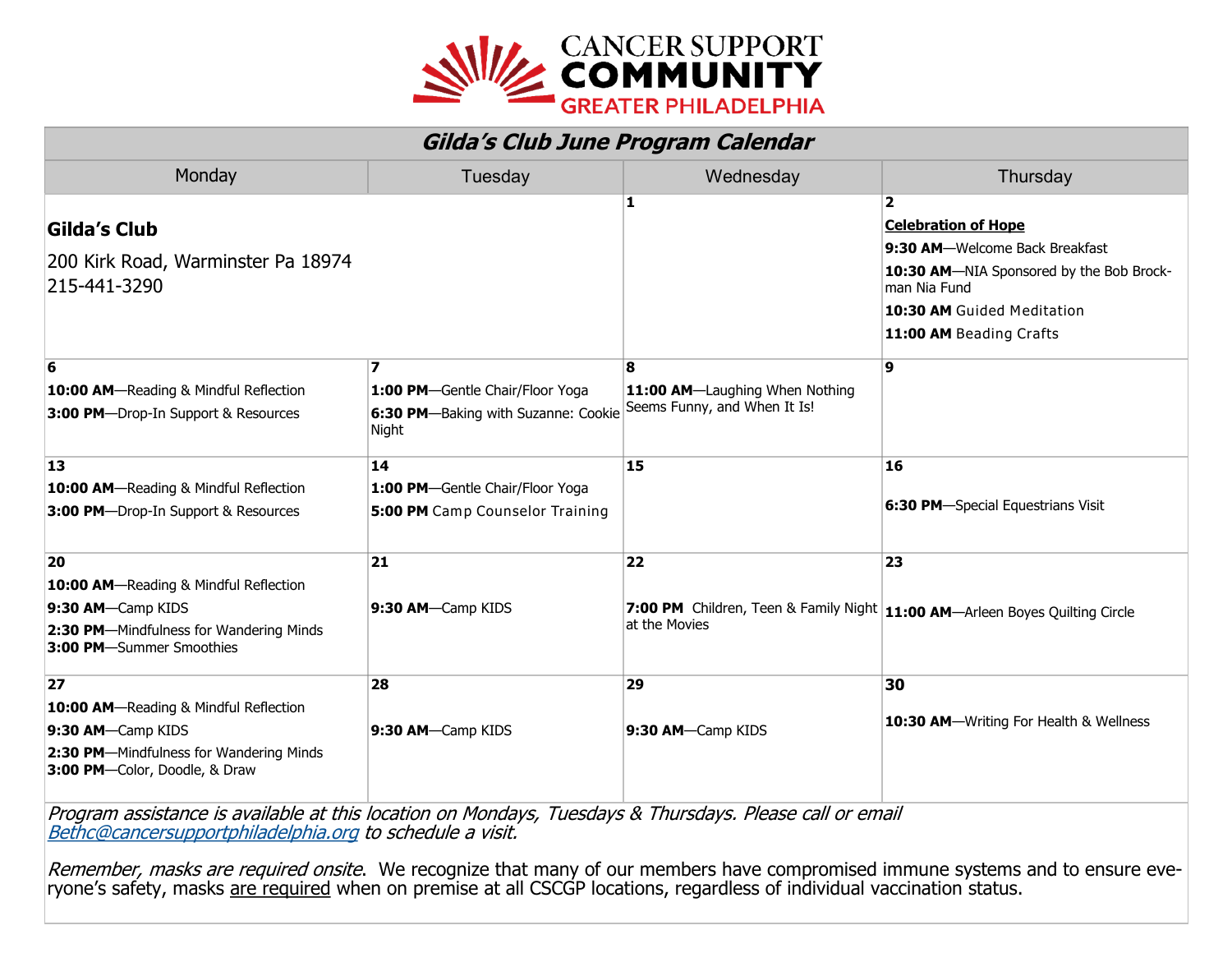# CANCER SUPPORT COMMUNITY
## GREATER PHILADELPHIA

| Gilda's Club June Program Calendar | | | |
|---|---|---|---|
| **Monday** | **Tuesday** | **Wednesday** | **Thursday** |
| **Gilda's Club**<br>200 Kirk Road, Warminster Pa 18974<br>215-441-3290 | | **1** | **2**<br>**Celebration of Hope**<br>**9:30 AM**—Welcome Back Breakfast<br>**10:30 AM**—NIA Sponsored by the Bob Brockman Nia Fund<br>**10:30 AM** Guided Meditation<br>**11:00 AM** Beading Crafts |
| **6**<br>**10:00 AM**—Reading & Mindful Reflection<br>**3:00 PM**—Drop-In Support & Resources | **7**<br>**1:00 PM**—Gentle Chair/Floor Yoga<br>**6:30 PM**—Baking with Suzanne: Cookie Night | **8**<br>**11:00 AM**—Laughing When Nothing Seems Funny, and When It Is! | **9** |
| **13**<br>**10:00 AM**—Reading & Mindful Reflection<br>**3:00 PM**—Drop-In Support & Resources | **14**<br>**1:00 PM**—Gentle Chair/Floor Yoga<br>**5:00 PM** Camp Counselor Training | **15** | **16**<br>**6:30 PM**—Special Equestrians Visit |
| **20**<br>**10:00 AM**—Reading & Mindful Reflection<br>**9:30 AM**—Camp KIDS<br>**2:30 PM**—Mindfulness for Wandering Minds<br>**3:00 PM**—Summer Smoothies | **21**<br>**9:30 AM**—Camp KIDS | **22**<br>**7:00 PM** Children, Teen & Family Night at the Movies | **23**<br>**11:00 AM**—Arleen Boyes Quilting Circle |
| **27**<br>**10:00 AM**—Reading & Mindful Reflection<br>**9:30 AM**—Camp KIDS<br>**2:30 PM**—Mindfulness for Wandering Minds<br>**3:00 PM**—Color, Doodle, & Draw | **28**<br>**9:30 AM**—Camp KIDS | **29**<br>**9:30 AM**—Camp KIDS | **30**<br>**10:30 AM**—Writing For Health & Wellness |

*Program assistance is available at this location on Mondays, Tuesdays & Thursdays. Please call or email* Bethc@cancersupportphiladelphia.org *to schedule a visit.*

*Remember, masks are required onsite*. We recognize that many of our members have compromised immune systems and to ensure everyone's safety, masks are required when on premise at all CSCGP locations, regardless of individual vaccination status.